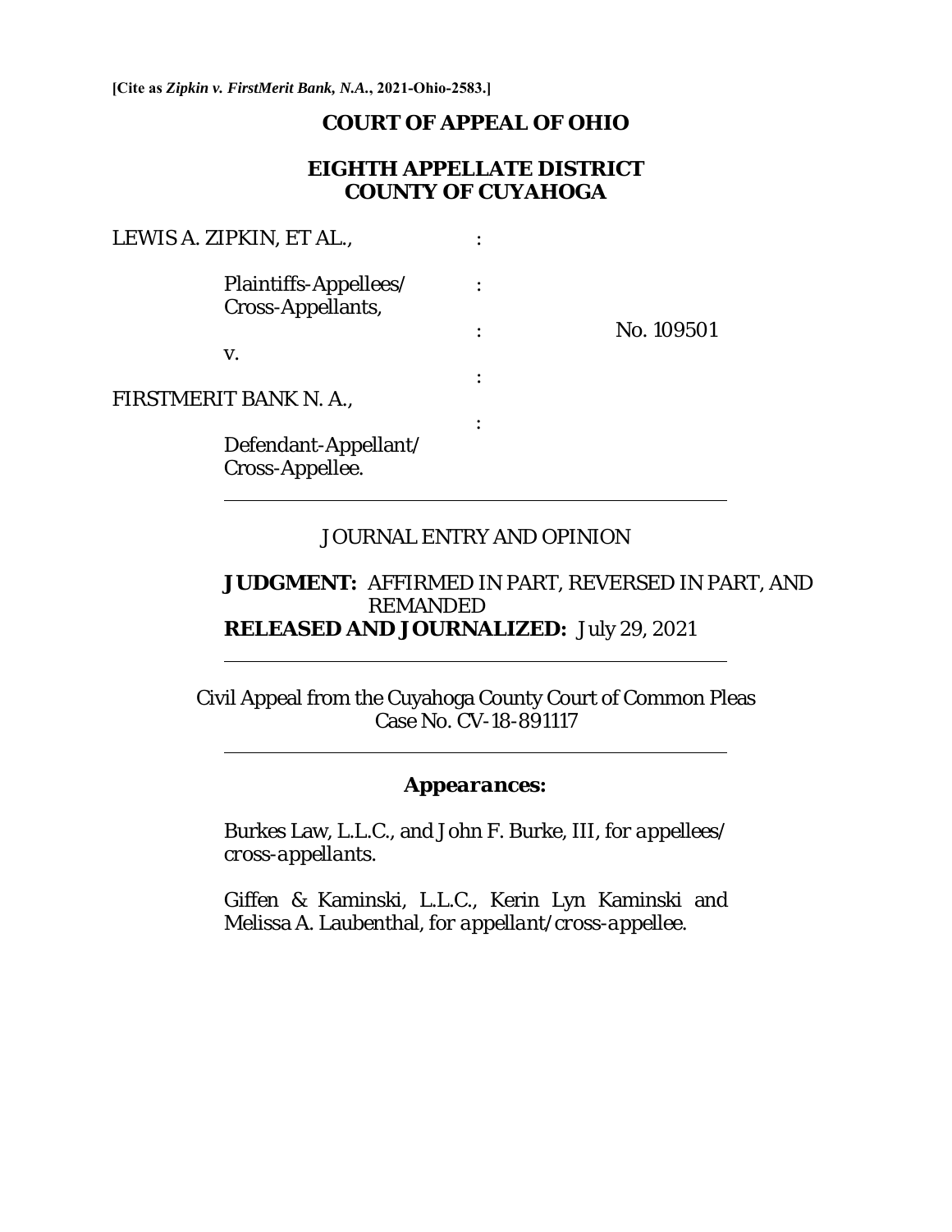**[Cite as *Zipkin v. FirstMerit Bank, N.A.*, 2021-Ohio-2583.]**

# COURT OF APPEAL OF OHIO

## EIGHTH APPELLATE DISTRICT
## COUNTY OF CUYAHOGA

LEWIS A. ZIPKIN, ET AL., :

Plaintiffs-Appellees/ Cross-Appellants, :

: No. 109501

v.

:

FIRSTMERIT BANK N. A., :

Defendant-Appellant/ Cross-Appellee.

---

JOURNAL ENTRY AND OPINION

**JUDGMENT:** AFFIRMED IN PART, REVERSED IN PART, AND REMANDED
**RELEASED AND JOURNALIZED:** July 29, 2021

---

Civil Appeal from the Cuyahoga County Court of Common Pleas
Case No. CV-18-891117

---

***Appearances:***

Burkes Law, L.L.C., and John F. Burke, III, *for appellees/ cross-appellants.*

Giffen & Kaminski, L.L.C., Kerin Lyn Kaminski and Melissa A. Laubenthal, *for appellant/cross-appellee.*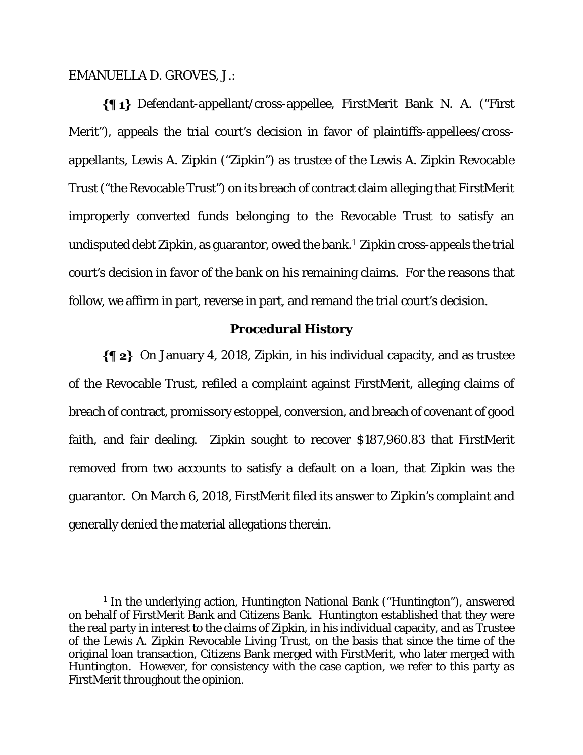EMANUELLA D. GROVES, J.:

**{¶ 1}** Defendant-appellant/cross-appellee, FirstMerit Bank N. A. ("First Merit"), appeals the trial court's decision in favor of plaintiffs-appellees/cross-appellants, Lewis A. Zipkin ("Zipkin") as trustee of the Lewis A. Zipkin Revocable Trust ("the Revocable Trust") on its breach of contract claim alleging that FirstMerit improperly converted funds belonging to the Revocable Trust to satisfy an undisputed debt Zipkin, as guarantor, owed the bank.[1] Zipkin cross-appeals the trial court's decision in favor of the bank on his remaining claims. For the reasons that follow, we affirm in part, reverse in part, and remand the trial court's decision.

## Procedural History

**{¶ 2}** On January 4, 2018, Zipkin, in his individual capacity, and as trustee of the Revocable Trust, refiled a complaint against FirstMerit, alleging claims of breach of contract, promissory estoppel, conversion, and breach of covenant of good faith, and fair dealing. Zipkin sought to recover $187,960.83 that FirstMerit removed from two accounts to satisfy a default on a loan, that Zipkin was the guarantor. On March 6, 2018, FirstMerit filed its answer to Zipkin's complaint and generally denied the material allegations therein.

---

[1] In the underlying action, Huntington National Bank ("Huntington"), answered on behalf of FirstMerit Bank and Citizens Bank. Huntington established that they were the real party in interest to the claims of Zipkin, in his individual capacity, and as Trustee of the Lewis A. Zipkin Revocable Living Trust, on the basis that since the time of the original loan transaction, Citizens Bank merged with FirstMerit, who later merged with Huntington. However, for consistency with the case caption, we refer to this party as FirstMerit throughout the opinion.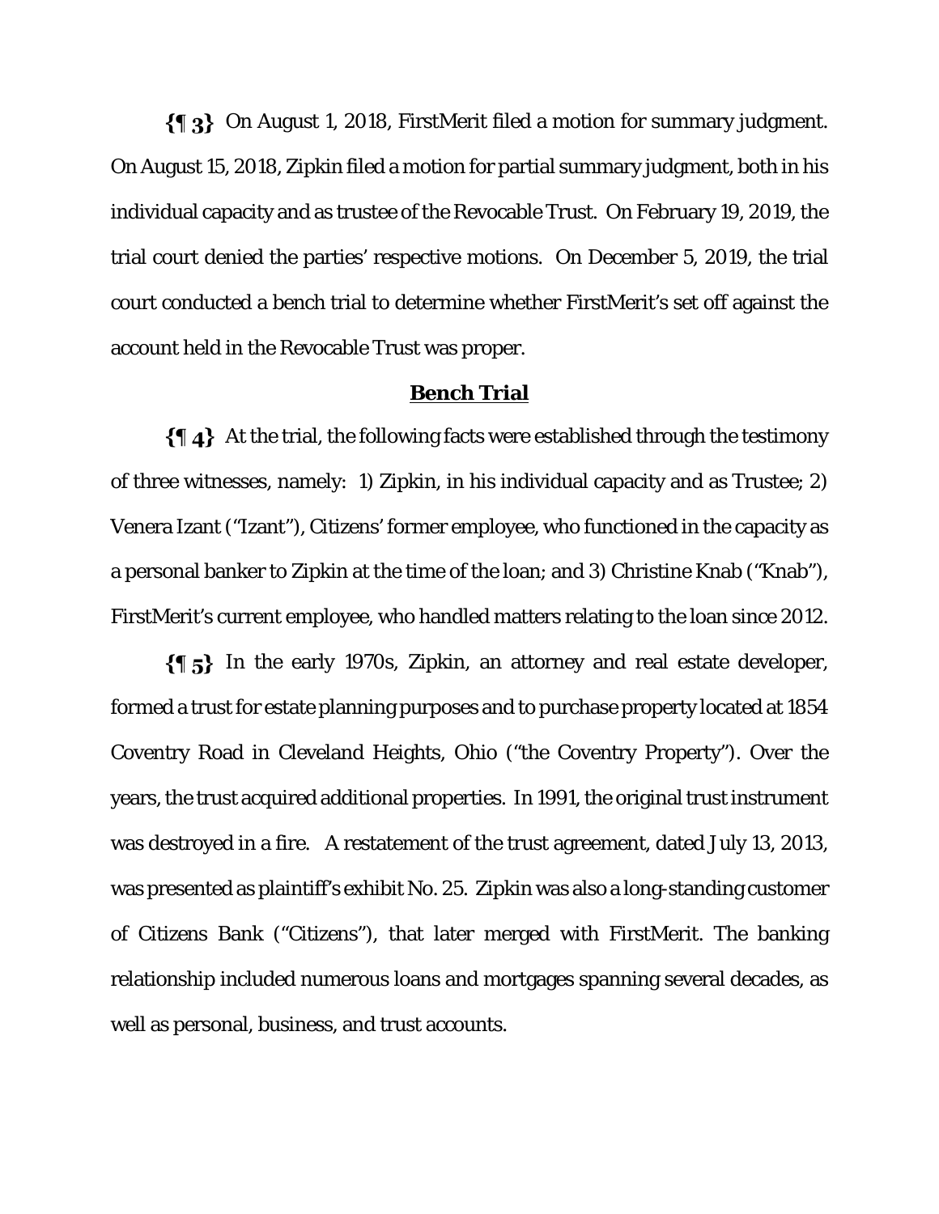**{¶ 3}** On August 1, 2018, FirstMerit filed a motion for summary judgment. On August 15, 2018, Zipkin filed a motion for partial summary judgment, both in his individual capacity and as trustee of the Revocable Trust. On February 19, 2019, the trial court denied the parties' respective motions. On December 5, 2019, the trial court conducted a bench trial to determine whether FirstMerit's set off against the account held in the Revocable Trust was proper.

## Bench Trial

**{¶ 4}** At the trial, the following facts were established through the testimony of three witnesses, namely: 1) Zipkin, in his individual capacity and as Trustee; 2) Venera Izant ("Izant"), Citizens' former employee, who functioned in the capacity as a personal banker to Zipkin at the time of the loan; and 3) Christine Knab ("Knab"), FirstMerit's current employee, who handled matters relating to the loan since 2012.

**{¶ 5}** In the early 1970s, Zipkin, an attorney and real estate developer, formed a trust for estate planning purposes and to purchase property located at 1854 Coventry Road in Cleveland Heights, Ohio ("the Coventry Property"). Over the years, the trust acquired additional properties. In 1991, the original trust instrument was destroyed in a fire. A restatement of the trust agreement, dated July 13, 2013, was presented as plaintiff's exhibit No. 25. Zipkin was also a long-standing customer of Citizens Bank ("Citizens"), that later merged with FirstMerit. The banking relationship included numerous loans and mortgages spanning several decades, as well as personal, business, and trust accounts.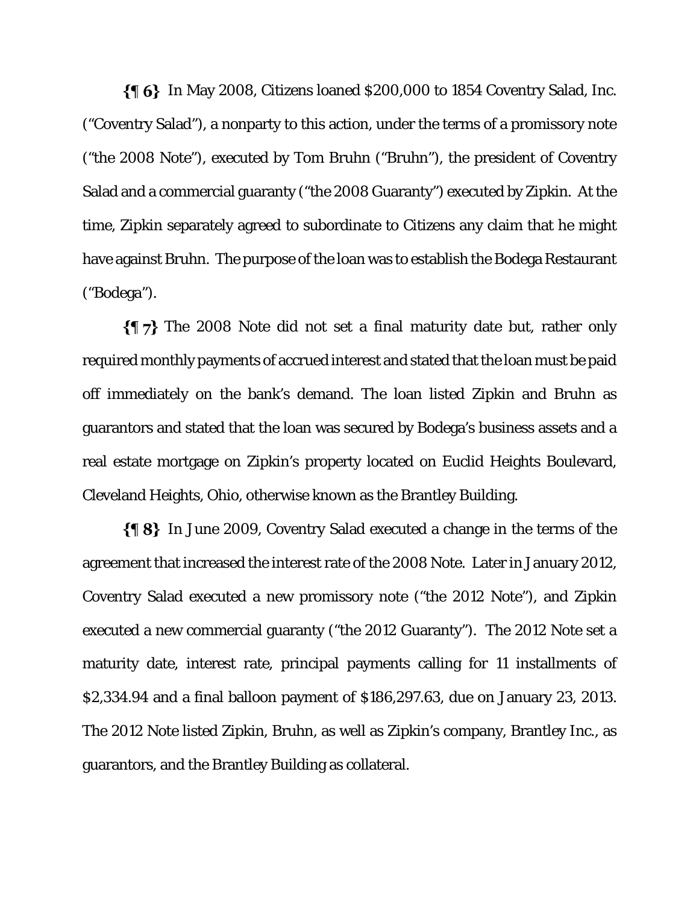**{¶ 6}** In May 2008, Citizens loaned $200,000 to 1854 Coventry Salad, Inc. ("Coventry Salad"), a nonparty to this action, under the terms of a promissory note ("the 2008 Note"), executed by Tom Bruhn ("Bruhn"), the president of Coventry Salad and a commercial guaranty ("the 2008 Guaranty") executed by Zipkin. At the time, Zipkin separately agreed to subordinate to Citizens any claim that he might have against Bruhn. The purpose of the loan was to establish the Bodega Restaurant ("Bodega").

**{¶ 7}** The 2008 Note did not set a final maturity date but, rather only required monthly payments of accrued interest and stated that the loan must be paid off immediately on the bank's demand. The loan listed Zipkin and Bruhn as guarantors and stated that the loan was secured by Bodega's business assets and a real estate mortgage on Zipkin's property located on Euclid Heights Boulevard, Cleveland Heights, Ohio, otherwise known as the Brantley Building.

**{¶ 8}** In June 2009, Coventry Salad executed a change in the terms of the agreement that increased the interest rate of the 2008 Note. Later in January 2012, Coventry Salad executed a new promissory note ("the 2012 Note"), and Zipkin executed a new commercial guaranty ("the 2012 Guaranty"). The 2012 Note set a maturity date, interest rate, principal payments calling for 11 installments of $2,334.94 and a final balloon payment of $186,297.63, due on January 23, 2013. The 2012 Note listed Zipkin, Bruhn, as well as Zipkin's company, Brantley Inc., as guarantors, and the Brantley Building as collateral.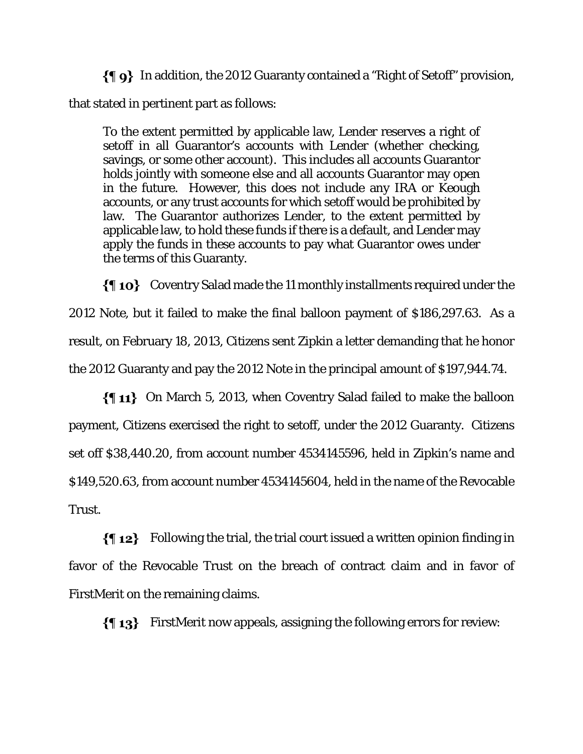{¶ 9} In addition, the 2012 Guaranty contained a "Right of Setoff" provision, that stated in pertinent part as follows:

> To the extent permitted by applicable law, Lender reserves a right of setoff in all Guarantor's accounts with Lender (whether checking, savings, or some other account). This includes all accounts Guarantor holds jointly with someone else and all accounts Guarantor may open in the future. However, this does not include any IRA or Keough accounts, or any trust accounts for which setoff would be prohibited by law. The Guarantor authorizes Lender, to the extent permitted by applicable law, to hold these funds if there is a default, and Lender may apply the funds in these accounts to pay what Guarantor owes under the terms of this Guaranty.

{¶ 10} Coventry Salad made the 11 monthly installments required under the 2012 Note, but it failed to make the final balloon payment of $186,297.63. As a result, on February 18, 2013, Citizens sent Zipkin a letter demanding that he honor the 2012 Guaranty and pay the 2012 Note in the principal amount of $197,944.74.

{¶ 11} On March 5, 2013, when Coventry Salad failed to make the balloon payment, Citizens exercised the right to setoff, under the 2012 Guaranty. Citizens set off $38,440.20, from account number 4534145596, held in Zipkin's name and $149,520.63, from account number 4534145604, held in the name of the Revocable Trust.

{¶ 12} Following the trial, the trial court issued a written opinion finding in favor of the Revocable Trust on the breach of contract claim and in favor of FirstMerit on the remaining claims.

{¶ 13} FirstMerit now appeals, assigning the following errors for review: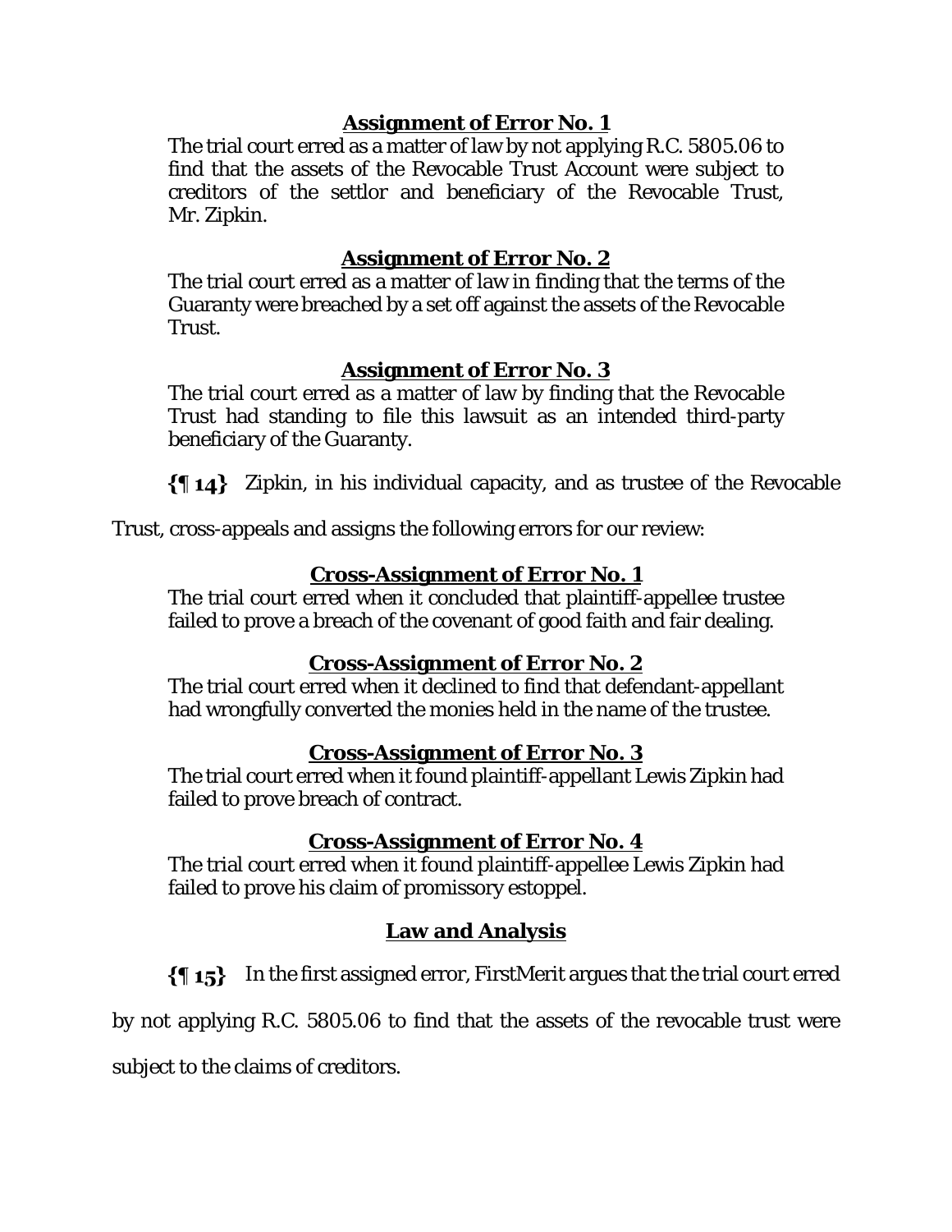**Assignment of Error No. 1**

The trial court erred as a matter of law by not applying R.C. 5805.06 to find that the assets of the Revocable Trust Account were subject to creditors of the settlor and beneficiary of the Revocable Trust, Mr. Zipkin.

**Assignment of Error No. 2**

The trial court erred as a matter of law in finding that the terms of the Guaranty were breached by a set off against the assets of the Revocable Trust.

**Assignment of Error No. 3**

The trial court erred as a matter of law by finding that the Revocable Trust had standing to file this lawsuit as an intended third-party beneficiary of the Guaranty.

**{¶ 14}** Zipkin, in his individual capacity, and as trustee of the Revocable Trust, cross-appeals and assigns the following errors for our review:

**Cross-Assignment of Error No. 1**

The trial court erred when it concluded that plaintiff-appellee trustee failed to prove a breach of the covenant of good faith and fair dealing.

**Cross-Assignment of Error No. 2**

The trial court erred when it declined to find that defendant-appellant had wrongfully converted the monies held in the name of the trustee.

**Cross-Assignment of Error No. 3**

The trial court erred when it found plaintiff-appellant Lewis Zipkin had failed to prove breach of contract.

**Cross-Assignment of Error No. 4**

The trial court erred when it found plaintiff-appellee Lewis Zipkin had failed to prove his claim of promissory estoppel.

**Law and Analysis**

**{¶ 15}** In the first assigned error, FirstMerit argues that the trial court erred by not applying R.C. 5805.06 to find that the assets of the revocable trust were subject to the claims of creditors.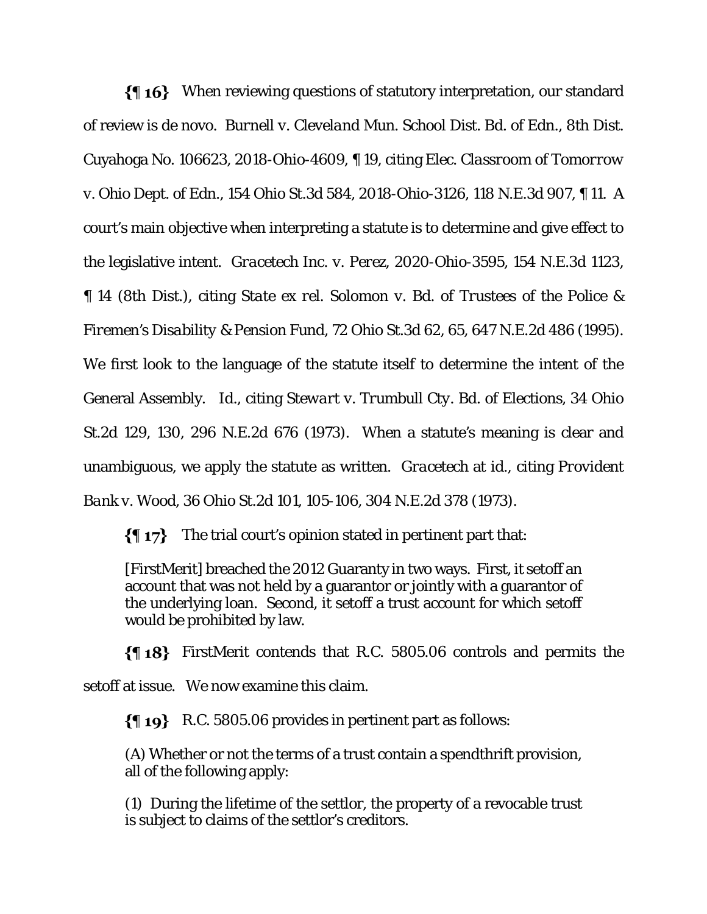**{¶ 16}** When reviewing questions of statutory interpretation, our standard of review is de novo. *Burnell v. Cleveland Mun. School Dist. Bd. of Edn.*, 8th Dist. Cuyahoga No. 106623, 2018-Ohio-4609, ¶ 19, citing *Elec. Classroom of Tomorrow v. Ohio Dept. of Edn.*, 154 Ohio St.3d 584, 2018-Ohio-3126, 118 N.E.3d 907, ¶ 11. A court's main objective when interpreting a statute is to determine and give effect to the legislative intent. *Gracetech Inc. v. Perez*, 2020-Ohio-3595, 154 N.E.3d 1123, ¶ 14 (8th Dist.), citing *State ex rel. Solomon v. Bd. of Trustees of the Police & Firemen's Disability & Pension Fund*, 72 Ohio St.3d 62, 65, 647 N.E.2d 486 (1995). We first look to the language of the statute itself to determine the intent of the General Assembly. *Id.*, citing *Stewart v. Trumbull Cty. Bd. of Elections*, 34 Ohio St.2d 129, 130, 296 N.E.2d 676 (1973). When a statute's meaning is clear and unambiguous, we apply the statute as written. *Gracetech* at id., citing *Provident Bank v. Wood*, 36 Ohio St.2d 101, 105-106, 304 N.E.2d 378 (1973).

**{¶ 17}** The trial court's opinion stated in pertinent part that:

> [FirstMerit] breached the 2012 Guaranty in two ways. First, it setoff an account that was not held by a guarantor or jointly with a guarantor of the underlying loan. Second, it setoff a trust account for which setoff would be prohibited by law.

**{¶ 18}** FirstMerit contends that R.C. 5805.06 controls and permits the setoff at issue. We now examine this claim.

**{¶ 19}** R.C. 5805.06 provides in pertinent part as follows:

> (A) Whether or not the terms of a trust contain a spendthrift provision, all of the following apply:
>
> (1) During the lifetime of the settlor, the property of a revocable trust is subject to claims of the settlor's creditors.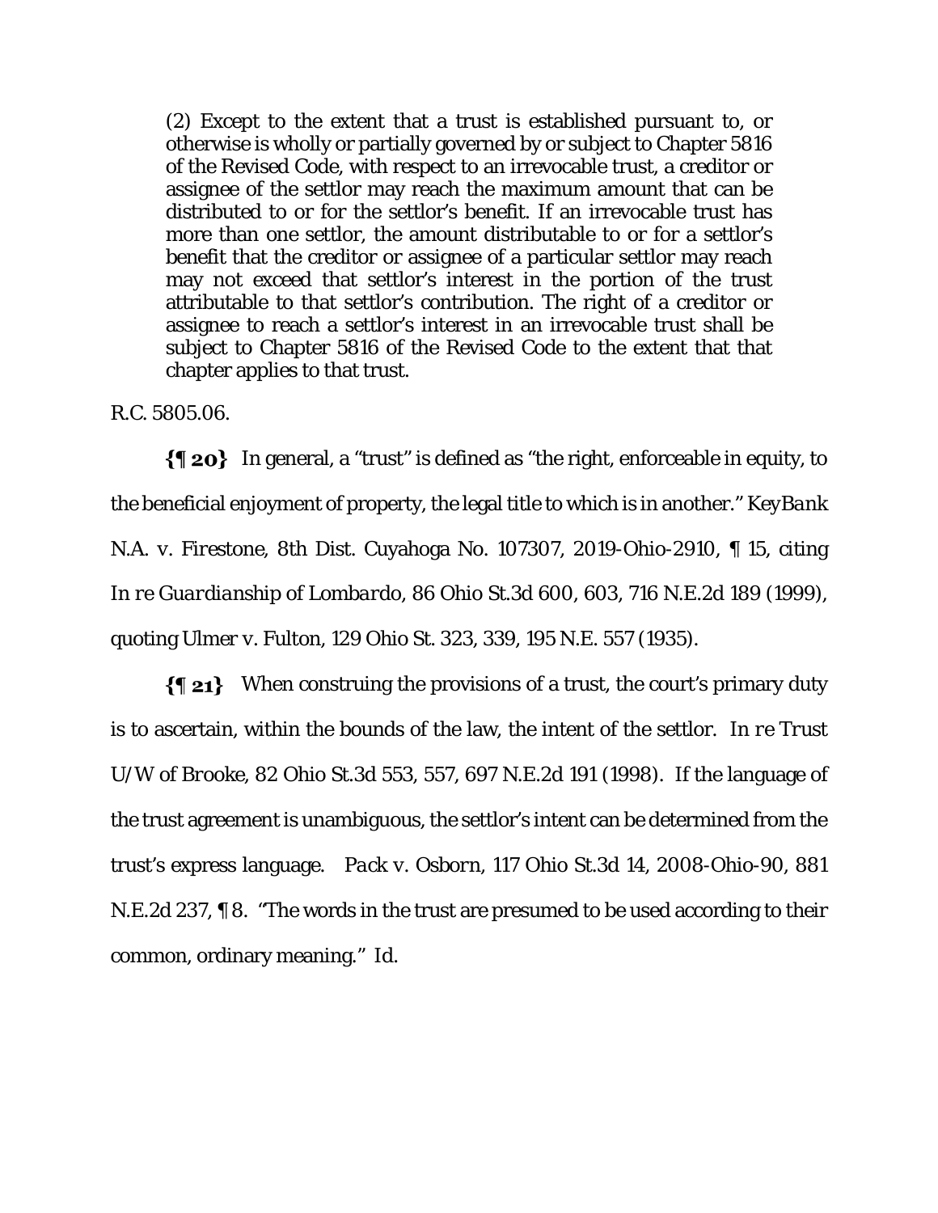> (2) Except to the extent that a trust is established pursuant to, or otherwise is wholly or partially governed by or subject to Chapter 5816 of the Revised Code, with respect to an irrevocable trust, a creditor or assignee of the settlor may reach the maximum amount that can be distributed to or for the settlor's benefit. If an irrevocable trust has more than one settlor, the amount distributable to or for a settlor's benefit that the creditor or assignee of a particular settlor may reach may not exceed that settlor's interest in the portion of the trust attributable to that settlor's contribution. The right of a creditor or assignee to reach a settlor's interest in an irrevocable trust shall be subject to Chapter 5816 of the Revised Code to the extent that that chapter applies to that trust.

R.C. 5805.06.

**{¶ 20}** In general, a "trust" is defined as "the right, enforceable in equity, to the beneficial enjoyment of property, the legal title to which is in another." *KeyBank N.A. v. Firestone*, 8th Dist. Cuyahoga No. 107307, 2019-Ohio-2910, ¶ 15, citing *In re Guardianship of Lombardo*, 86 Ohio St.3d 600, 603, 716 N.E.2d 189 (1999), quoting Ulmer v. Fulton, 129 Ohio St. 323, 339, 195 N.E. 557 (1935).

**{¶ 21}** When construing the provisions of a trust, the court's primary duty is to ascertain, within the bounds of the law, the intent of the settlor. *In re Trust U/W of Brooke*, 82 Ohio St.3d 553, 557, 697 N.E.2d 191 (1998). If the language of the trust agreement is unambiguous, the settlor's intent can be determined from the trust's express language. *Pack v. Osborn*, 117 Ohio St.3d 14, 2008-Ohio-90, 881 N.E.2d 237, ¶ 8. "The words in the trust are presumed to be used according to their common, ordinary meaning." *Id.*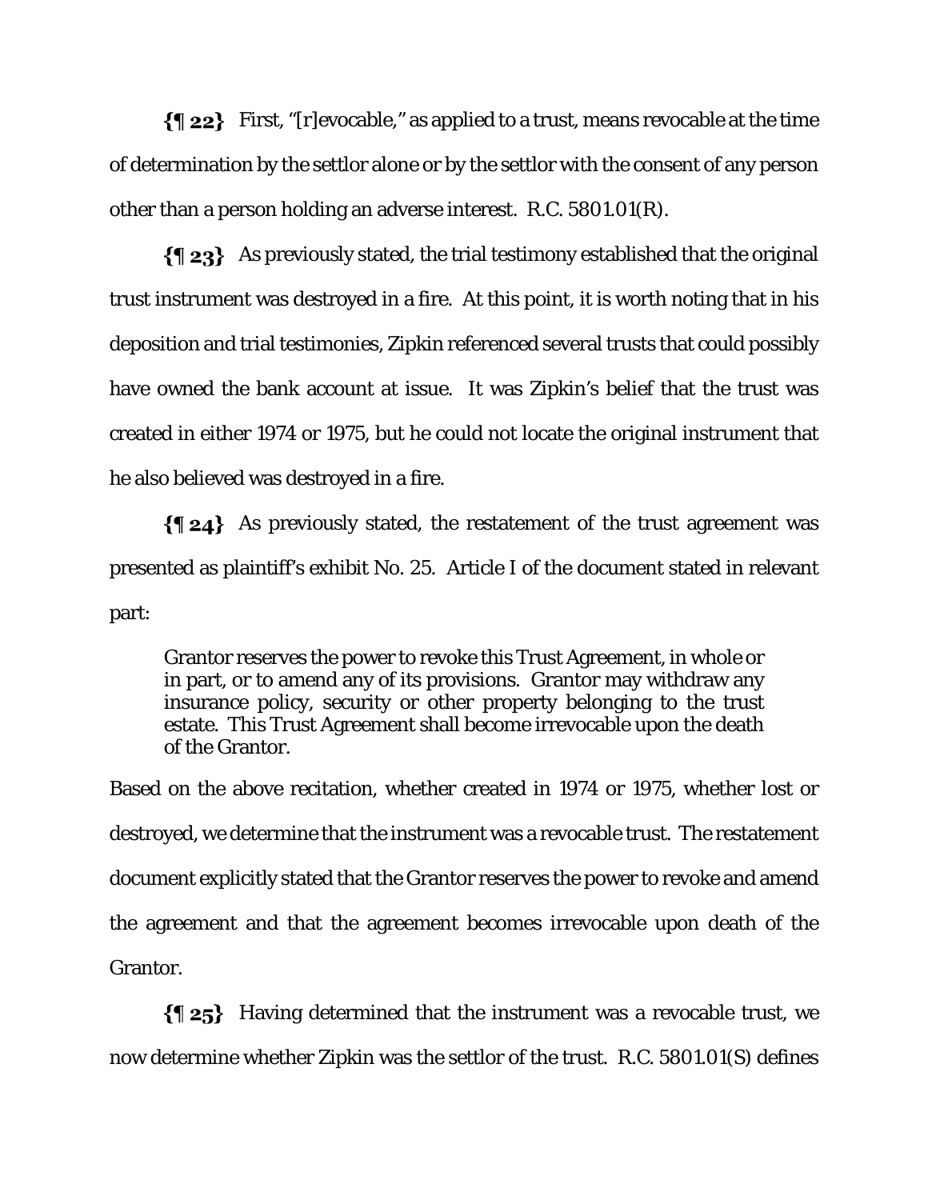**{¶ 22}** First, "[r]evocable," as applied to a trust, means revocable at the time of determination by the settlor alone or by the settlor with the consent of any person other than a person holding an adverse interest. R.C. 5801.01(R).

**{¶ 23}** As previously stated, the trial testimony established that the original trust instrument was destroyed in a fire. At this point, it is worth noting that in his deposition and trial testimonies, Zipkin referenced several trusts that could possibly have owned the bank account at issue. It was Zipkin's belief that the trust was created in either 1974 or 1975, but he could not locate the original instrument that he also believed was destroyed in a fire.

**{¶ 24}** As previously stated, the restatement of the trust agreement was presented as plaintiff's exhibit No. 25. Article I of the document stated in relevant part:

> Grantor reserves the power to revoke this Trust Agreement, in whole or in part, or to amend any of its provisions. Grantor may withdraw any insurance policy, security or other property belonging to the trust estate. This Trust Agreement shall become irrevocable upon the death of the Grantor.

Based on the above recitation, whether created in 1974 or 1975, whether lost or destroyed, we determine that the instrument was a revocable trust. The restatement document explicitly stated that the Grantor reserves the power to revoke and amend the agreement and that the agreement becomes irrevocable upon death of the Grantor.

**{¶ 25}** Having determined that the instrument was a revocable trust, we now determine whether Zipkin was the settlor of the trust. R.C. 5801.01(S) defines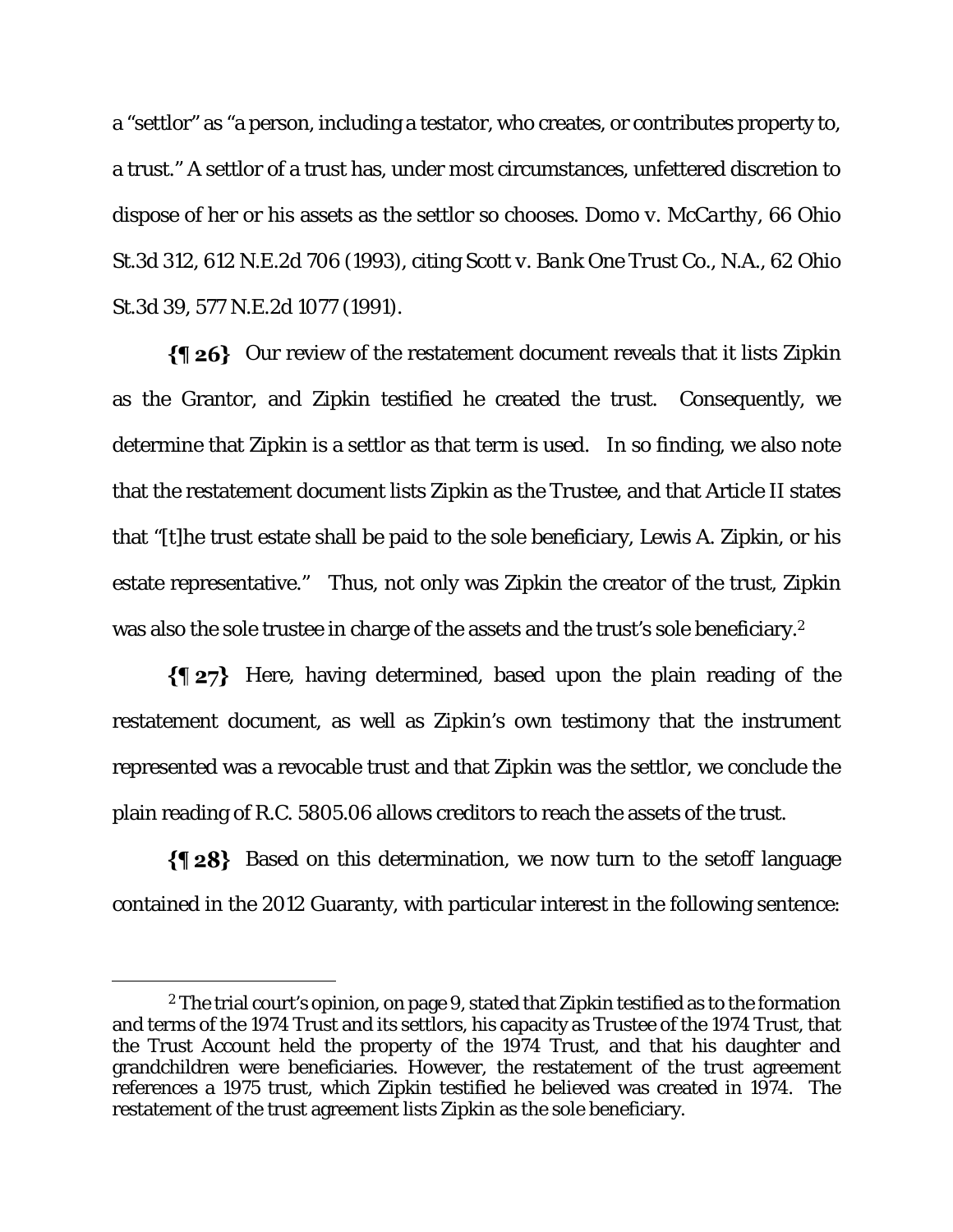a "settlor" as "a person, including a testator, who creates, or contributes property to, a trust." A settlor of a trust has, under most circumstances, unfettered discretion to dispose of her or his assets as the settlor so chooses. *Domo v. McCarthy*, 66 Ohio St.3d 312, 612 N.E.2d 706 (1993), citing *Scott v. Bank One Trust Co., N.A.*, 62 Ohio St.3d 39, 577 N.E.2d 1077 (1991).

**{¶ 26}** Our review of the restatement document reveals that it lists Zipkin as the Grantor, and Zipkin testified he created the trust. Consequently, we determine that Zipkin is a settlor as that term is used. In so finding, we also note that the restatement document lists Zipkin as the Trustee, and that Article II states that "[t]he trust estate shall be paid to the sole beneficiary, Lewis A. Zipkin, or his estate representative." Thus, not only was Zipkin the creator of the trust, Zipkin was also the sole trustee in charge of the assets and the trust's sole beneficiary.[2]

**{¶ 27}** Here, having determined, based upon the plain reading of the restatement document, as well as Zipkin's own testimony that the instrument represented was a revocable trust and that Zipkin was the settlor, we conclude the plain reading of R.C. 5805.06 allows creditors to reach the assets of the trust.

**{¶ 28}** Based on this determination, we now turn to the setoff language contained in the 2012 Guaranty, with particular interest in the following sentence:

---

[2] The trial court's opinion, on page 9, stated that Zipkin testified as to the formation and terms of the 1974 Trust and its settlors, his capacity as Trustee of the 1974 Trust, that the Trust Account held the property of the 1974 Trust, and that his daughter and grandchildren were beneficiaries. However, the restatement of the trust agreement references a 1975 trust, which Zipkin testified he believed was created in 1974. The restatement of the trust agreement lists Zipkin as the sole beneficiary.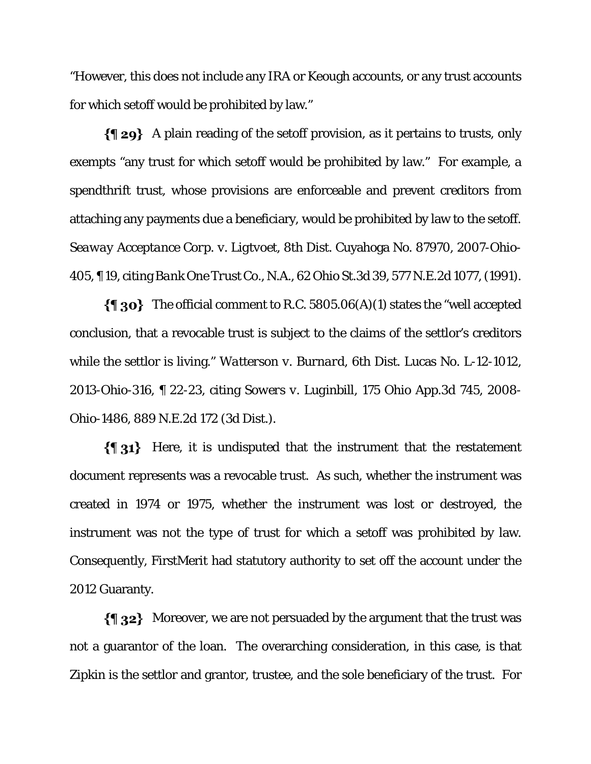"However, this does not include any IRA or Keough accounts, or any trust accounts for which setoff would be prohibited by law."

**{¶ 29}** A plain reading of the setoff provision, as it pertains to trusts, only exempts "any trust for which setoff would be prohibited by law." For example, a spendthrift trust, whose provisions are enforceable and prevent creditors from attaching any payments due a beneficiary, would be prohibited by law to the setoff. *Seaway Acceptance Corp. v. Ligtvoet*, 8th Dist. Cuyahoga No. 87970, 2007-Ohio-405, ¶ 19, citing *Bank One Trust Co., N.A.*, 62 Ohio St.3d 39, 577 N.E.2d 1077, (1991).

**{¶ 30}** The official comment to R.C. 5805.06(A)(1) states the "well accepted conclusion, that a revocable trust is subject to the claims of the settlor's creditors while the settlor is living." *Watterson v. Burnard*, 6th Dist. Lucas No. L-12-1012, 2013-Ohio-316, ¶ 22-23, citing *Sowers v. Luginbill*, 175 Ohio App.3d 745, 2008-Ohio-1486, 889 N.E.2d 172 (3d Dist.).

**{¶ 31}** Here, it is undisputed that the instrument that the restatement document represents was a revocable trust. As such, whether the instrument was created in 1974 or 1975, whether the instrument was lost or destroyed, the instrument was not the type of trust for which a setoff was prohibited by law. Consequently, FirstMerit had statutory authority to set off the account under the 2012 Guaranty.

**{¶ 32}** Moreover, we are not persuaded by the argument that the trust was not a guarantor of the loan. The overarching consideration, in this case, is that Zipkin is the settlor and grantor, trustee, and the sole beneficiary of the trust. For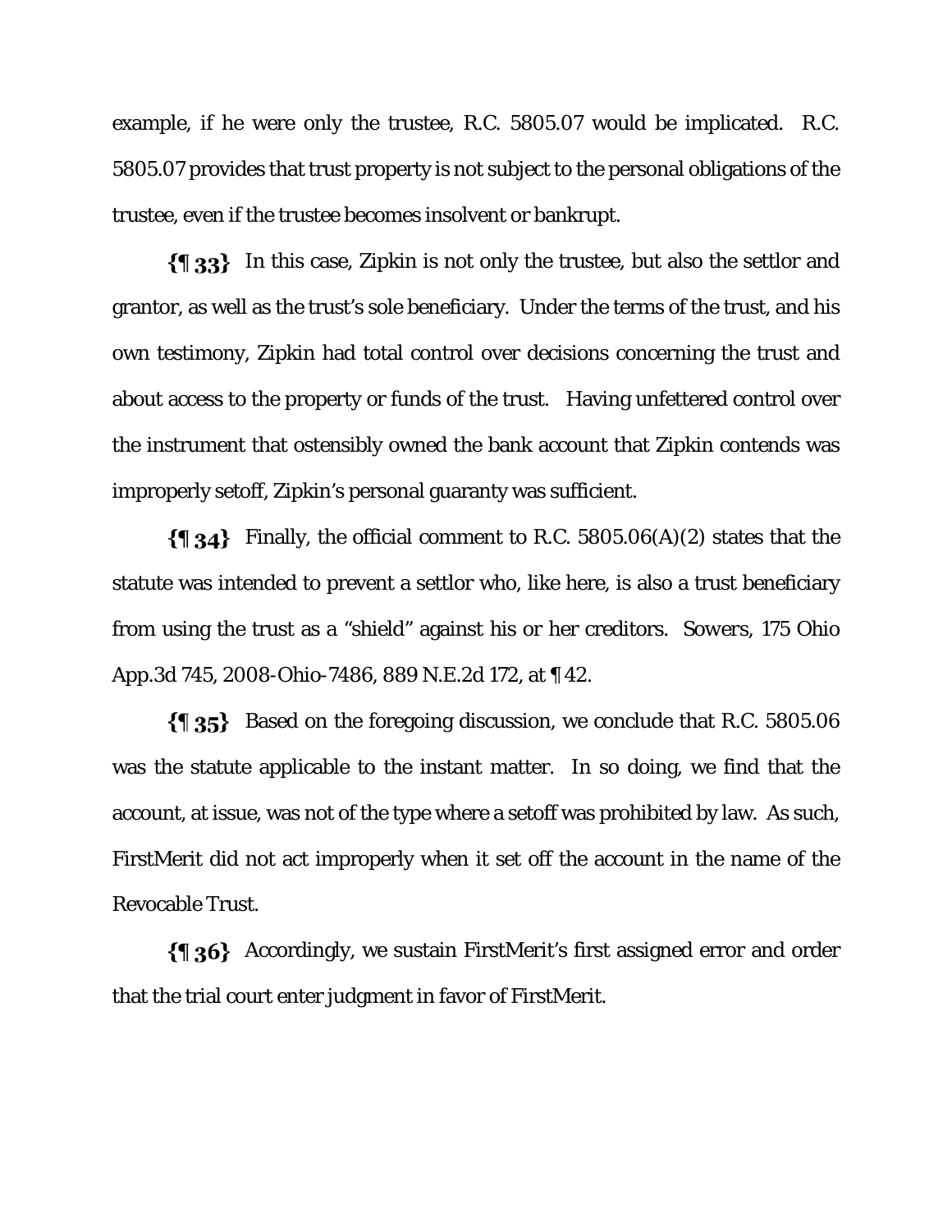example, if he were only the trustee, R.C. 5805.07 would be implicated. R.C. 5805.07 provides that trust property is not subject to the personal obligations of the trustee, even if the trustee becomes insolvent or bankrupt.

**{¶ 33}** In this case, Zipkin is not only the trustee, but also the settlor and grantor, as well as the trust's sole beneficiary. Under the terms of the trust, and his own testimony, Zipkin had total control over decisions concerning the trust and about access to the property or funds of the trust. Having unfettered control over the instrument that ostensibly owned the bank account that Zipkin contends was improperly setoff, Zipkin's personal guaranty was sufficient.

**{¶ 34}** Finally, the official comment to R.C. 5805.06(A)(2) states that the statute was intended to prevent a settlor who, like here, is also a trust beneficiary from using the trust as a "shield" against his or her creditors. Sowers, 175 Ohio App.3d 745, 2008-Ohio-7486, 889 N.E.2d 172, at ¶ 42.

**{¶ 35}** Based on the foregoing discussion, we conclude that R.C. 5805.06 was the statute applicable to the instant matter. In so doing, we find that the account, at issue, was not of the type where a setoff was prohibited by law. As such, FirstMerit did not act improperly when it set off the account in the name of the Revocable Trust.

**{¶ 36}** Accordingly, we sustain FirstMerit's first assigned error and order that the trial court enter judgment in favor of FirstMerit.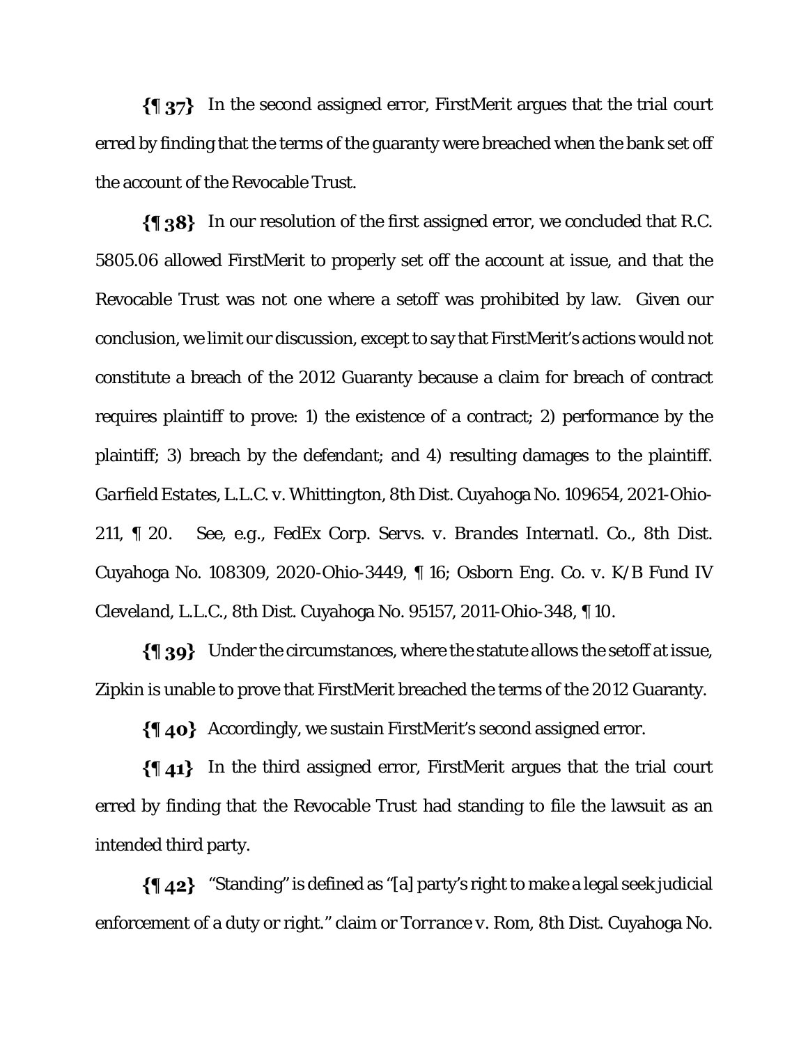**{¶ 37}** In the second assigned error, FirstMerit argues that the trial court erred by finding that the terms of the guaranty were breached when the bank set off the account of the Revocable Trust.

**{¶ 38}** In our resolution of the first assigned error, we concluded that R.C. 5805.06 allowed FirstMerit to properly set off the account at issue, and that the Revocable Trust was not one where a setoff was prohibited by law. Given our conclusion, we limit our discussion, except to say that FirstMerit's actions would not constitute a breach of the 2012 Guaranty because a claim for breach of contract requires plaintiff to prove: 1) the existence of a contract; 2) performance by the plaintiff; 3) breach by the defendant; and 4) resulting damages to the plaintiff. *Garfield Estates, L.L.C. v. Whittington*, 8th Dist. Cuyahoga No. 109654, 2021-Ohio-211, ¶ 20. *See, e.g.*, *FedEx Corp. Servs. v. Brandes Internatl. Co.*, 8th Dist. Cuyahoga No. 108309, 2020-Ohio-3449, ¶ 16; *Osborn Eng. Co. v. K/B Fund IV Cleveland, L.L.C.*, 8th Dist. Cuyahoga No. 95157, 2011-Ohio-348, ¶ 10.

**{¶ 39}** Under the circumstances, where the statute allows the setoff at issue, Zipkin is unable to prove that FirstMerit breached the terms of the 2012 Guaranty.

**{¶ 40}** Accordingly, we sustain FirstMerit's second assigned error.

**{¶ 41}** In the third assigned error, FirstMerit argues that the trial court erred by finding that the Revocable Trust had standing to file the lawsuit as an intended third party.

**{¶ 42}** "Standing" is defined as "[a] party's right to make a legal seek judicial enforcement of a duty or right." claim or *Torrance v. Rom*, 8th Dist. Cuyahoga No.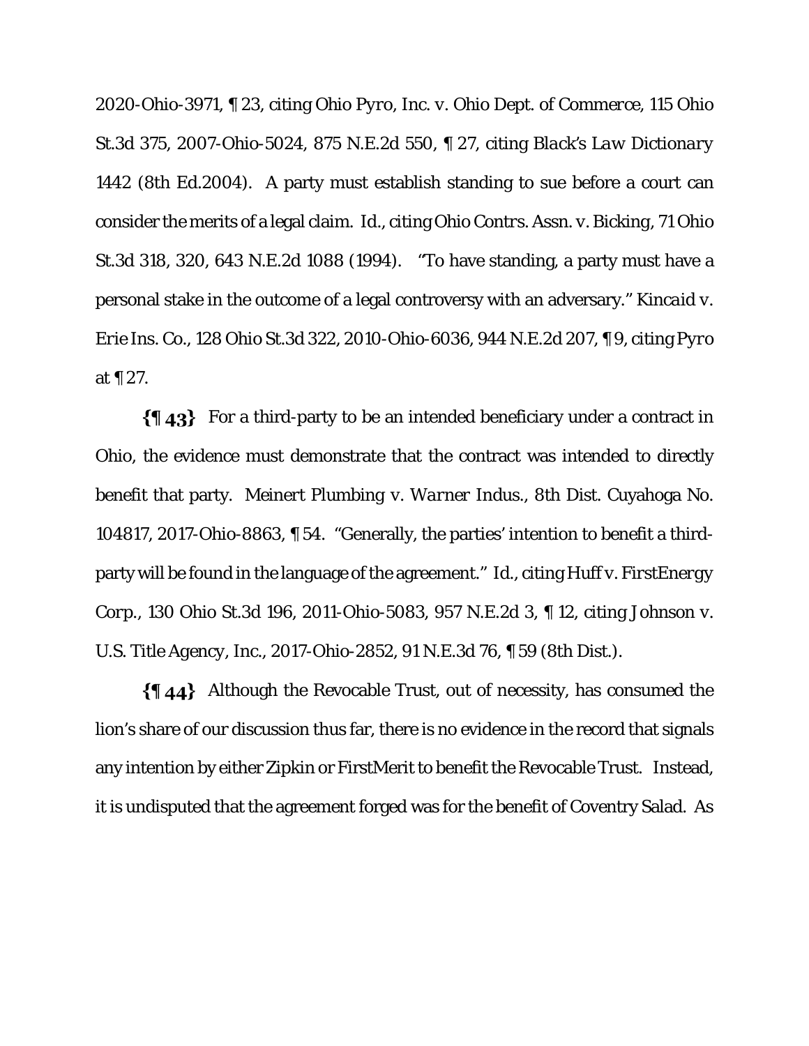2020-Ohio-3971, ¶ 23, citing *Ohio Pyro, Inc. v. Ohio Dept. of Commerce*, 115 Ohio St.3d 375, 2007-Ohio-5024, 875 N.E.2d 550, ¶ 27, citing *Black's Law Dictionary* 1442 (8th Ed.2004). A party must establish standing to sue before a court can consider the merits of a legal claim. *Id.*, citing *Ohio Contrs. Assn. v. Bicking*, 71 Ohio St.3d 318, 320, 643 N.E.2d 1088 (1994). "To have standing, a party must have a personal stake in the outcome of a legal controversy with an adversary." *Kincaid v. Erie Ins. Co.*, 128 Ohio St.3d 322, 2010-Ohio-6036, 944 N.E.2d 207, ¶ 9, citing *Pyro* at ¶ 27.

**{¶ 43}** For a third-party to be an intended beneficiary under a contract in Ohio, the evidence must demonstrate that the contract was intended to directly benefit that party. *Meinert Plumbing v. Warner Indus.*, 8th Dist. Cuyahoga No. 104817, 2017-Ohio-8863, ¶ 54. "Generally, the parties' intention to benefit a third-party will be found in the language of the agreement." *Id.*, citing *Huff v. FirstEnergy Corp.*, 130 Ohio St.3d 196, 2011-Ohio-5083, 957 N.E.2d 3, ¶ 12, citing *Johnson v. U.S. Title Agency, Inc.*, 2017-Ohio-2852, 91 N.E.3d 76, ¶ 59 (8th Dist.).

**{¶ 44}** Although the Revocable Trust, out of necessity, has consumed the lion's share of our discussion thus far, there is no evidence in the record that signals any intention by either Zipkin or FirstMerit to benefit the Revocable Trust. Instead, it is undisputed that the agreement forged was for the benefit of Coventry Salad. As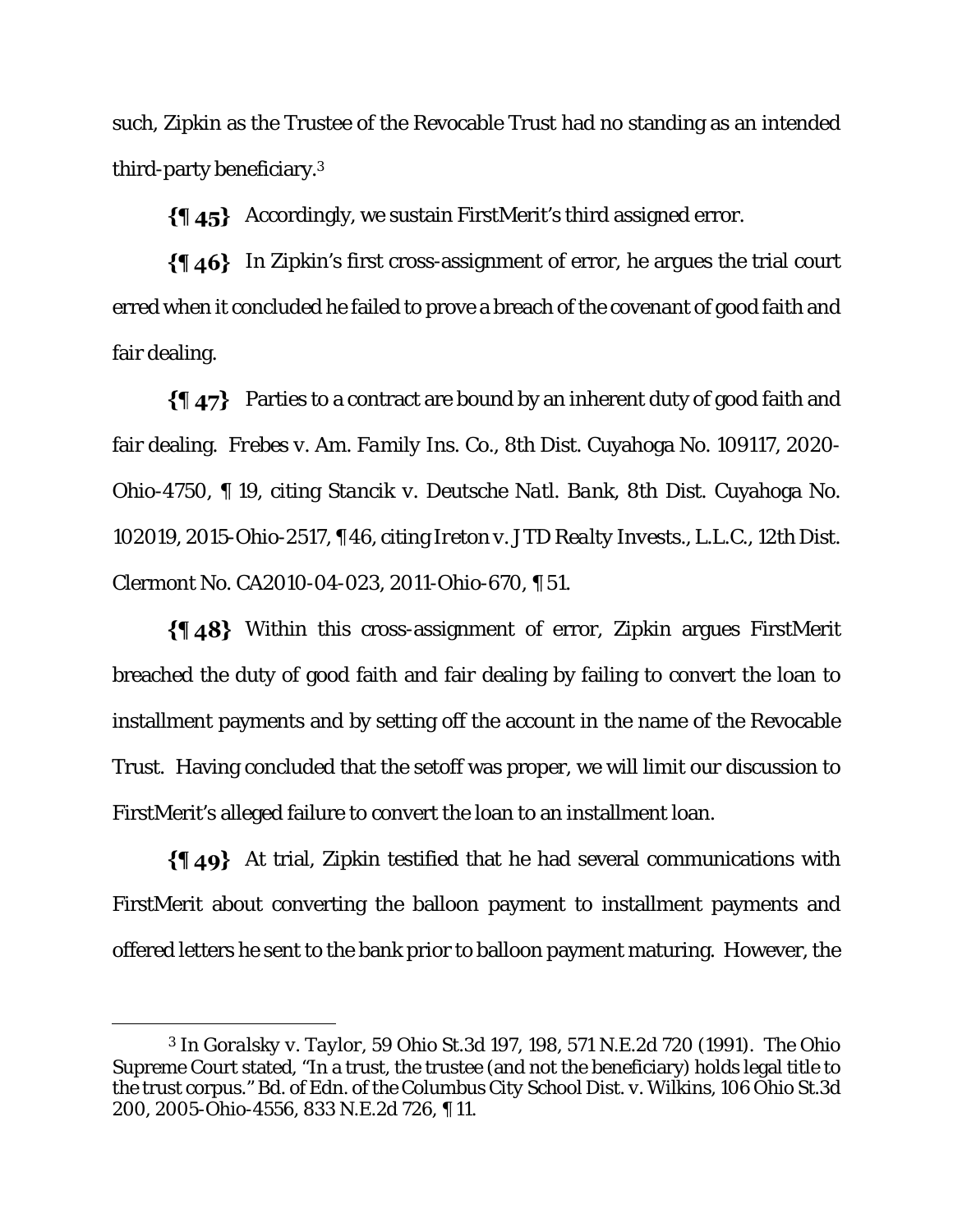such, Zipkin as the Trustee of the Revocable Trust had no standing as an intended third-party beneficiary.[3]

**{¶ 45}** Accordingly, we sustain FirstMerit's third assigned error.

**{¶ 46}** In Zipkin's first cross-assignment of error, he argues the trial court erred when it concluded he failed to prove a breach of the covenant of good faith and fair dealing.

**{¶ 47}** Parties to a contract are bound by an inherent duty of good faith and fair dealing. *Frebes v. Am. Family Ins. Co.*, 8th Dist. Cuyahoga No. 109117, 2020-Ohio-4750, ¶ 19, citing *Stancik v. Deutsche Natl. Bank*, 8th Dist. Cuyahoga No. 102019, 2015-Ohio-2517, ¶46, citing *Ireton v. JTD Realty Invests., L.L.C.*, 12th Dist. Clermont No. CA2010-04-023, 2011-Ohio-670, ¶ 51.

**{¶ 48}** Within this cross-assignment of error, Zipkin argues FirstMerit breached the duty of good faith and fair dealing by failing to convert the loan to installment payments and by setting off the account in the name of the Revocable Trust. Having concluded that the setoff was proper, we will limit our discussion to FirstMerit's alleged failure to convert the loan to an installment loan.

**{¶ 49}** At trial, Zipkin testified that he had several communications with FirstMerit about converting the balloon payment to installment payments and offered letters he sent to the bank prior to balloon payment maturing. However, the

---

[3] In *Goralsky v. Taylor*, 59 Ohio St.3d 197, 198, 571 N.E.2d 720 (1991). The Ohio Supreme Court stated, "In a trust, the trustee (and not the beneficiary) holds legal title to the trust corpus." Bd. of Edn. of the Columbus City School Dist. v. Wilkins, 106 Ohio St.3d 200, 2005-Ohio-4556, 833 N.E.2d 726, ¶ 11.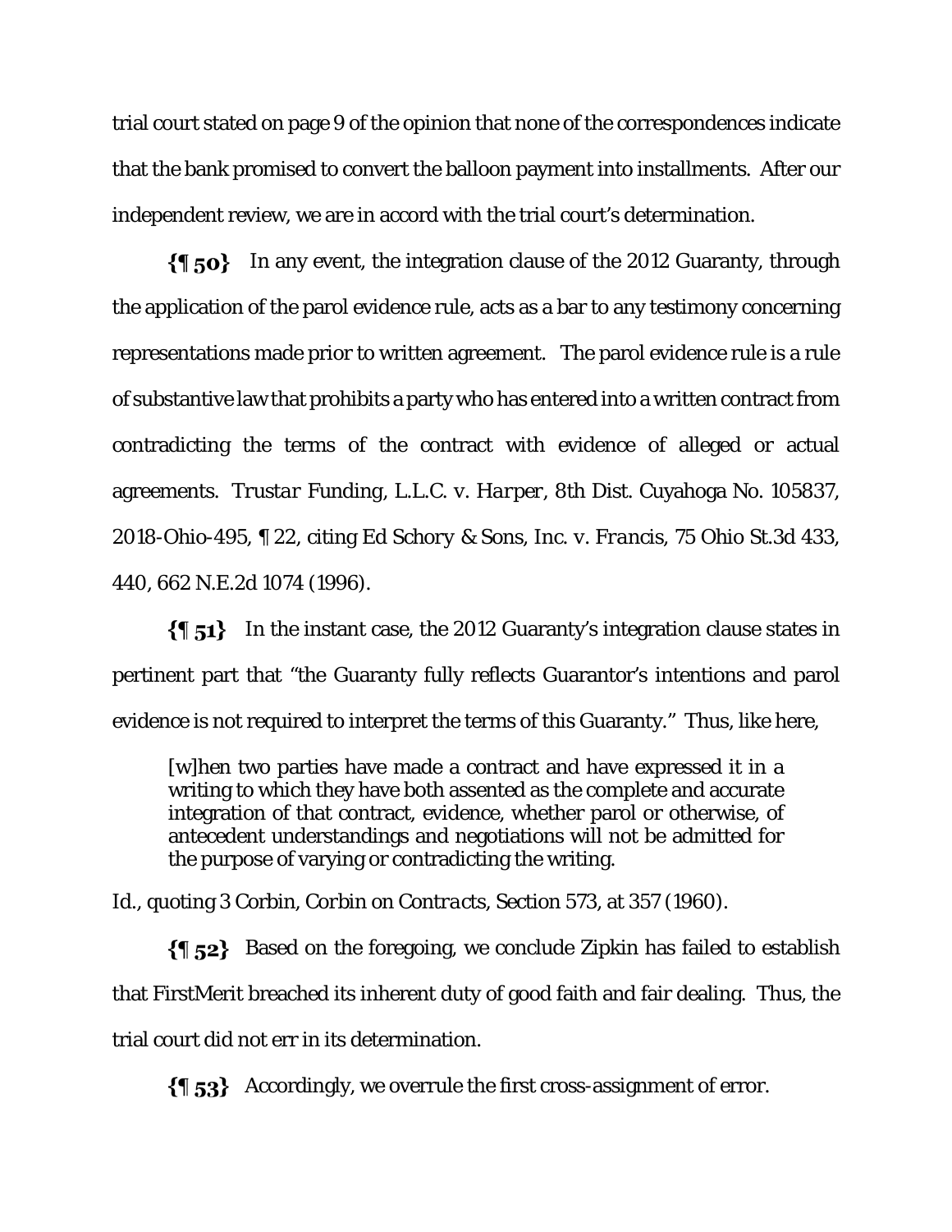trial court stated on page 9 of the opinion that none of the correspondences indicate that the bank promised to convert the balloon payment into installments. After our independent review, we are in accord with the trial court's determination.

**{¶ 50}** In any event, the integration clause of the 2012 Guaranty, through the application of the parol evidence rule, acts as a bar to any testimony concerning representations made prior to written agreement. The parol evidence rule is a rule of substantive law that prohibits a party who has entered into a written contract from contradicting the terms of the contract with evidence of alleged or actual agreements. *Trustar Funding, L.L.C. v. Harper*, 8th Dist. Cuyahoga No. 105837, 2018-Ohio-495, ¶ 22, citing *Ed Schory & Sons, Inc. v. Francis*, 75 Ohio St.3d 433, 440, 662 N.E.2d 1074 (1996).

**{¶ 51}** In the instant case, the 2012 Guaranty's integration clause states in pertinent part that "the Guaranty fully reflects Guarantor's intentions and parol evidence is not required to interpret the terms of this Guaranty." Thus, like here,

> [w]hen two parties have made a contract and have expressed it in a writing to which they have both assented as the complete and accurate integration of that contract, evidence, whether parol or otherwise, of antecedent understandings and negotiations will not be admitted for the purpose of varying or contradicting the writing.

*Id.*, quoting 3 Corbin, *Corbin on Contracts*, Section 573, at 357 (1960).

**{¶ 52}** Based on the foregoing, we conclude Zipkin has failed to establish that FirstMerit breached its inherent duty of good faith and fair dealing. Thus, the trial court did not err in its determination.

**{¶ 53}** Accordingly, we overrule the first cross-assignment of error.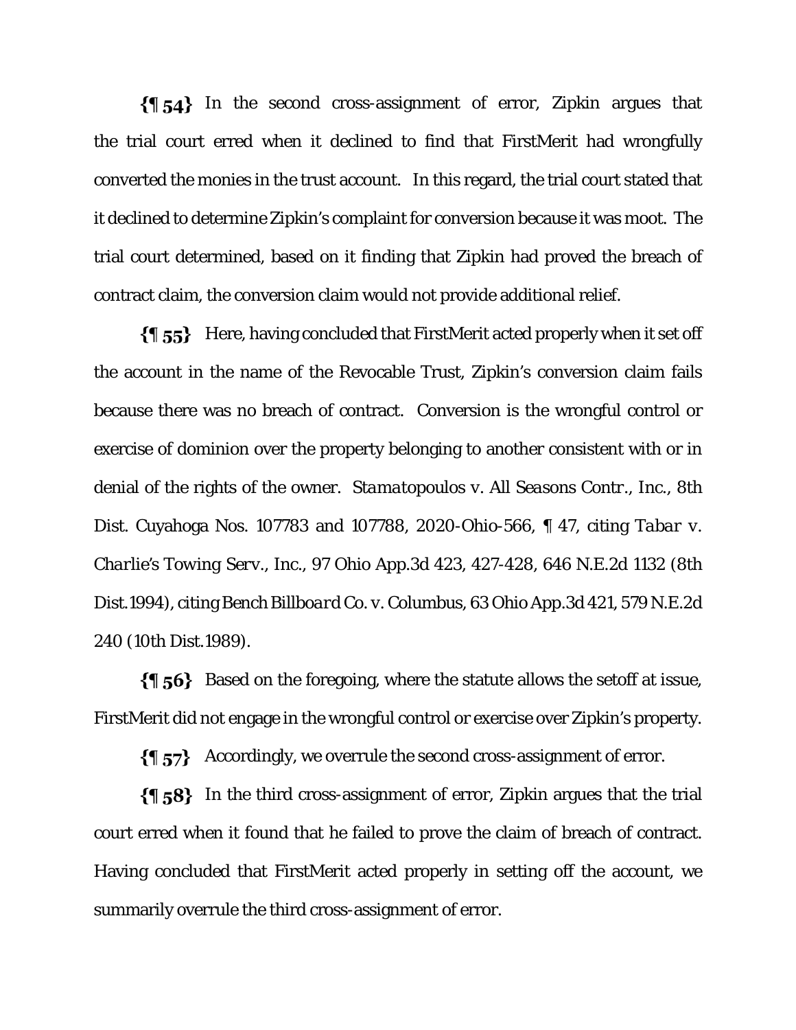**{¶ 54}** In the second cross-assignment of error, Zipkin argues that the trial court erred when it declined to find that FirstMerit had wrongfully converted the monies in the trust account. In this regard, the trial court stated that it declined to determine Zipkin's complaint for conversion because it was moot. The trial court determined, based on it finding that Zipkin had proved the breach of contract claim, the conversion claim would not provide additional relief.

**{¶ 55}** Here, having concluded that FirstMerit acted properly when it set off the account in the name of the Revocable Trust, Zipkin's conversion claim fails because there was no breach of contract. Conversion is the wrongful control or exercise of dominion over the property belonging to another consistent with or in denial of the rights of the owner. *Stamatopoulos v. All Seasons Contr., Inc.*, 8th Dist. Cuyahoga Nos. 107783 and 107788, 2020-Ohio-566, ¶ 47, citing *Tabar v. Charlie's Towing Serv., Inc.*, 97 Ohio App.3d 423, 427-428, 646 N.E.2d 1132 (8th Dist.1994), citing *Bench Billboard Co. v. Columbus*, 63 Ohio App.3d 421, 579 N.E.2d 240 (10th Dist.1989).

**{¶ 56}** Based on the foregoing, where the statute allows the setoff at issue, FirstMerit did not engage in the wrongful control or exercise over Zipkin's property.

**{¶ 57}** Accordingly, we overrule the second cross-assignment of error.

**{¶ 58}** In the third cross-assignment of error, Zipkin argues that the trial court erred when it found that he failed to prove the claim of breach of contract. Having concluded that FirstMerit acted properly in setting off the account, we summarily overrule the third cross-assignment of error.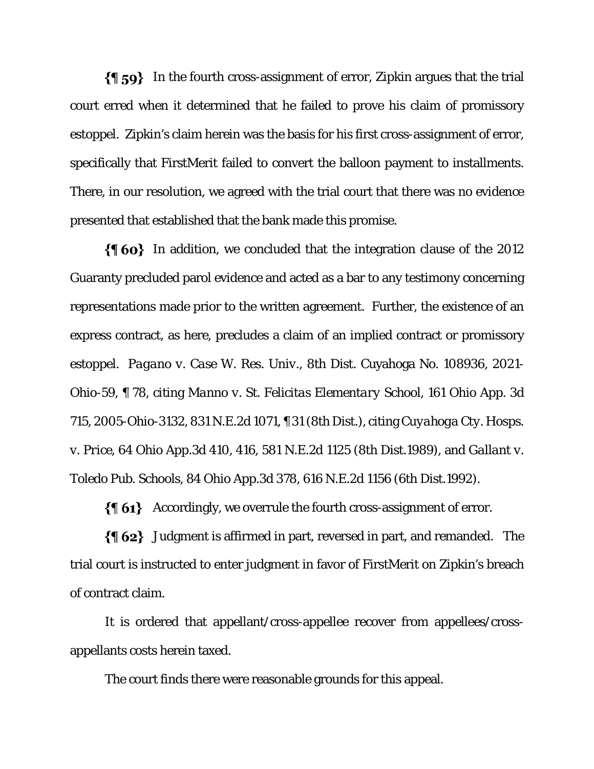**{¶ 59}** In the fourth cross-assignment of error, Zipkin argues that the trial court erred when it determined that he failed to prove his claim of promissory estoppel. Zipkin's claim herein was the basis for his first cross-assignment of error, specifically that FirstMerit failed to convert the balloon payment to installments. There, in our resolution, we agreed with the trial court that there was no evidence presented that established that the bank made this promise.

**{¶ 60}** In addition, we concluded that the integration clause of the 2012 Guaranty precluded parol evidence and acted as a bar to any testimony concerning representations made prior to the written agreement. Further, the existence of an express contract, as here, precludes a claim of an implied contract or promissory estoppel. *Pagano v. Case W. Res. Univ.*, 8th Dist. Cuyahoga No. 108936, 2021-Ohio-59, ¶ 78, citing *Manno v. St. Felicitas Elementary School*, 161 Ohio App. 3d 715, 2005-Ohio-3132, 831 N.E.2d 1071, ¶ 31 (8th Dist.), citing *Cuyahoga Cty. Hosps. v. Price*, 64 Ohio App.3d 410, 416, 581 N.E.2d 1125 (8th Dist.1989), and *Gallant v. Toledo Pub. Schools*, 84 Ohio App.3d 378, 616 N.E.2d 1156 (6th Dist.1992).

**{¶ 61}** Accordingly, we overrule the fourth cross-assignment of error.

**{¶ 62}** Judgment is affirmed in part, reversed in part, and remanded. The trial court is instructed to enter judgment in favor of FirstMerit on Zipkin's breach of contract claim.

It is ordered that appellant/cross-appellee recover from appellees/cross-appellants costs herein taxed.

The court finds there were reasonable grounds for this appeal.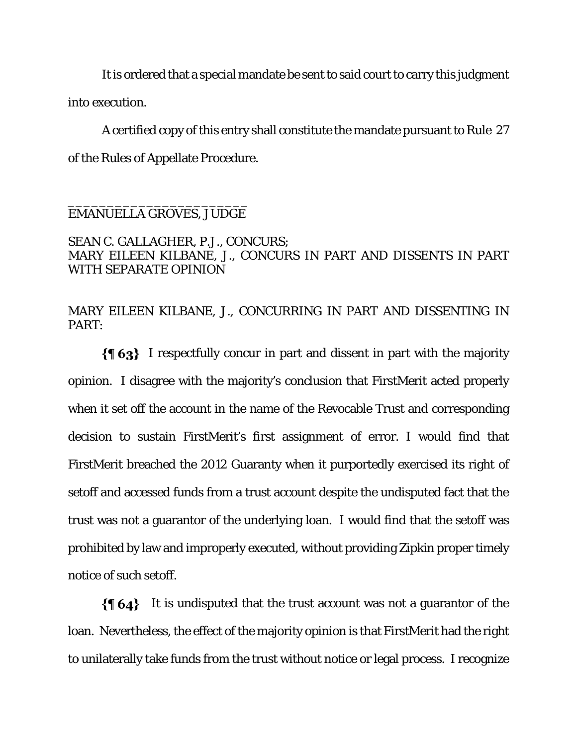It is ordered that a special mandate be sent to said court to carry this judgment into execution.

A certified copy of this entry shall constitute the mandate pursuant to Rule 27 of the Rules of Appellate Procedure.

______________________
EMANUELLA GROVES, JUDGE

SEAN C. GALLAGHER, P.J., CONCURS;
MARY EILEEN KILBANE, J., CONCURS IN PART AND DISSENTS IN PART WITH SEPARATE OPINION

MARY EILEEN KILBANE, J., CONCURRING IN PART AND DISSENTING IN PART:

**{¶ 63}** I respectfully concur in part and dissent in part with the majority opinion. I disagree with the majority's conclusion that FirstMerit acted properly when it set off the account in the name of the Revocable Trust and corresponding decision to sustain FirstMerit's first assignment of error. I would find that FirstMerit breached the 2012 Guaranty when it purportedly exercised its right of setoff and accessed funds from a trust account despite the undisputed fact that the trust was not a guarantor of the underlying loan. I would find that the setoff was prohibited by law and improperly executed, without providing Zipkin proper timely notice of such setoff.

**{¶ 64}** It is undisputed that the trust account was not a guarantor of the loan. Nevertheless, the effect of the majority opinion is that FirstMerit had the right to unilaterally take funds from the trust without notice or legal process. I recognize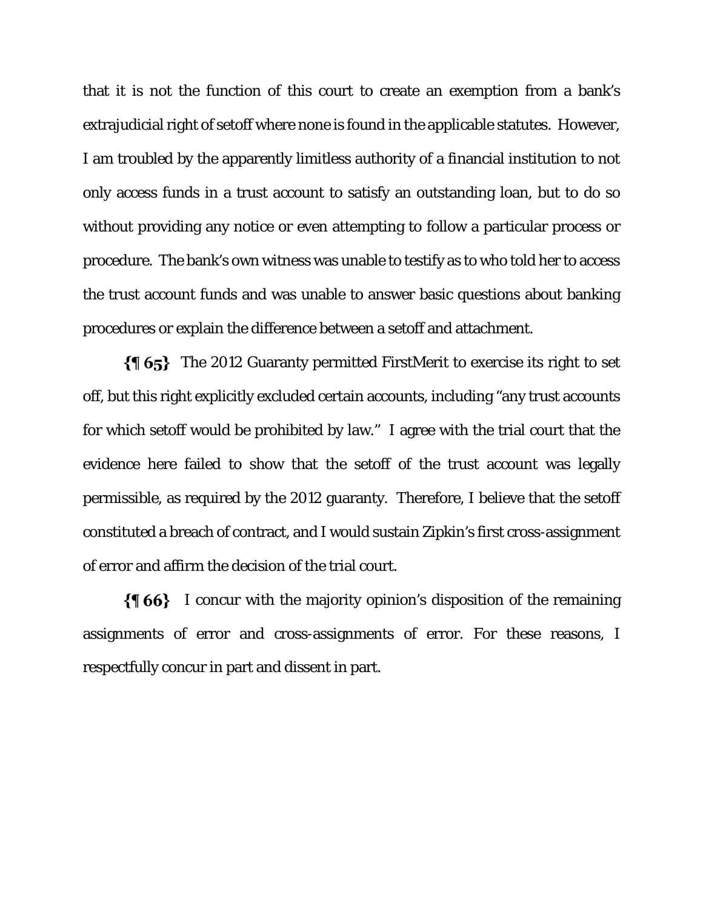that it is not the function of this court to create an exemption from a bank's extrajudicial right of setoff where none is found in the applicable statutes. However, I am troubled by the apparently limitless authority of a financial institution to not only access funds in a trust account to satisfy an outstanding loan, but to do so without providing any notice or even attempting to follow a particular process or procedure. The bank's own witness was unable to testify as to who told her to access the trust account funds and was unable to answer basic questions about banking procedures or explain the difference between a setoff and attachment.

**{¶ 65}** The 2012 Guaranty permitted FirstMerit to exercise its right to set off, but this right explicitly excluded certain accounts, including "any trust accounts for which setoff would be prohibited by law." I agree with the trial court that the evidence here failed to show that the setoff of the trust account was legally permissible, as required by the 2012 guaranty. Therefore, I believe that the setoff constituted a breach of contract, and I would sustain Zipkin's first cross-assignment of error and affirm the decision of the trial court.

**{¶ 66}** I concur with the majority opinion's disposition of the remaining assignments of error and cross-assignments of error. For these reasons, I respectfully concur in part and dissent in part.